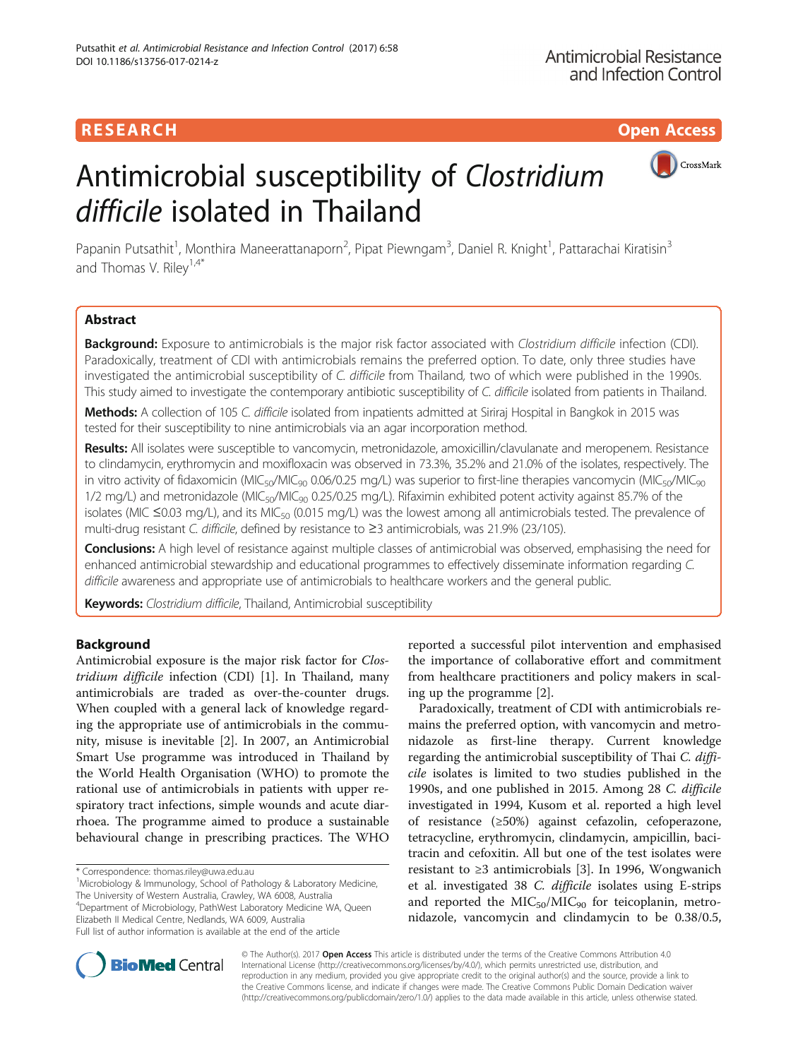RESEARCH

Open Access

# Antimicrobial susceptibility of *Clostridium difficile* isolated in Thailand

Papanin Putsathit[1], Monthira Maneerattanaporn[2], Pipat Piewngam[3], Daniel R. Knight[1], Pattarachai Kiratisin[3] and Thomas V. Riley[1,4*]

## Abstract

**Background:** Exposure to antimicrobials is the major risk factor associated with *Clostridium difficile* infection (CDI). Paradoxically, treatment of CDI with antimicrobials remains the preferred option. To date, only three studies have investigated the antimicrobial susceptibility of *C. difficile* from Thailand, two of which were published in the 1990s. This study aimed to investigate the contemporary antibiotic susceptibility of *C. difficile* isolated from patients in Thailand.

**Methods:** A collection of 105 *C. difficile* isolated from inpatients admitted at Siriraj Hospital in Bangkok in 2015 was tested for their susceptibility to nine antimicrobials via an agar incorporation method.

**Results:** All isolates were susceptible to vancomycin, metronidazole, amoxicillin/clavulanate and meropenem. Resistance to clindamycin, erythromycin and moxifloxacin was observed in 73.3%, 35.2% and 21.0% of the isolates, respectively. The in vitro activity of fidaxomicin ($MIC_{50}/MIC_{90}$ 0.06/0.25 mg/L) was superior to first-line therapies vancomycin ($MIC_{50}/MIC_{90}$ 1/2 mg/L) and metronidazole ($MIC_{50}/MIC_{90}$ 0.25/0.25 mg/L). Rifaximin exhibited potent activity against 85.7% of the isolates (MIC ≤0.03 mg/L), and its $MIC_{50}$ (0.015 mg/L) was the lowest among all antimicrobials tested. The prevalence of multi-drug resistant *C. difficile*, defined by resistance to ≥3 antimicrobials, was 21.9% (23/105).

**Conclusions:** A high level of resistance against multiple classes of antimicrobial was observed, emphasising the need for enhanced antimicrobial stewardship and educational programmes to effectively disseminate information regarding *C. difficile* awareness and appropriate use of antimicrobials to healthcare workers and the general public.

**Keywords:** *Clostridium difficile*, Thailand, Antimicrobial susceptibility

## Background

Antimicrobial exposure is the major risk factor for *Clostridium difficile* infection (CDI) [1]. In Thailand, many antimicrobials are traded as over-the-counter drugs. When coupled with a general lack of knowledge regarding the appropriate use of antimicrobials in the community, misuse is inevitable [2]. In 2007, an Antimicrobial Smart Use programme was introduced in Thailand by the World Health Organisation (WHO) to promote the rational use of antimicrobials in patients with upper respiratory tract infections, simple wounds and acute diarrhoea. The programme aimed to produce a sustainable behavioural change in prescribing practices. The WHO reported a successful pilot intervention and emphasised the importance of collaborative effort and commitment from healthcare practitioners and policy makers in scaling up the programme [2].

Paradoxically, treatment of CDI with antimicrobials remains the preferred option, with vancomycin and metronidazole as first-line therapy. Current knowledge regarding the antimicrobial susceptibility of Thai *C. difficile* isolates is limited to two studies published in the 1990s, and one published in 2015. Among 28 *C. difficile* investigated in 1994, Kusom et al. reported a high level of resistance (≥50%) against cefazolin, cefoperazone, tetracycline, erythromycin, clindamycin, ampicillin, bacitracin and cefoxitin. All but one of the test isolates were resistant to ≥3 antimicrobials [3]. In 1996, Wongwanich et al. investigated 38 *C. difficile* isolates using E-strips and reported the $MIC_{50}/MIC_{90}$ for teicoplanin, metronidazole, vancomycin and clindamycin to be 0.38/0.5,

\* Correspondence: thomas.riley@uwa.edu.au

[1]Microbiology & Immunology, School of Pathology & Laboratory Medicine, The University of Western Australia, Crawley, WA 6008, Australia

[4]Department of Microbiology, PathWest Laboratory Medicine WA, Queen Elizabeth II Medical Centre, Nedlands, WA 6009, Australia

Full list of author information is available at the end of the article

© The Author(s). 2017 **Open Access** This article is distributed under the terms of the Creative Commons Attribution 4.0 International License (http://creativecommons.org/licenses/by/4.0/), which permits unrestricted use, distribution, and reproduction in any medium, provided you give appropriate credit to the original author(s) and the source, provide a link to the Creative Commons license, and indicate if changes were made. The Creative Commons Public Domain Dedication waiver (http://creativecommons.org/publicdomain/zero/1.0/) applies to the data made available in this article, unless otherwise stated.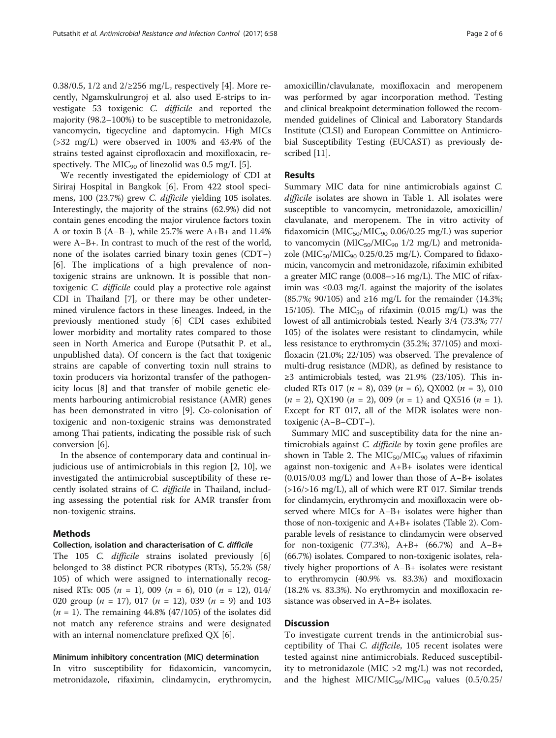0.38/0.5, 1/2 and 2/≥256 mg/L, respectively [4]. More recently, Ngamskulrungroj et al. also used E-strips to investigate 53 toxigenic *C. difficile* and reported the majority (98.2–100%) to be susceptible to metronidazole, vancomycin, tigecycline and daptomycin. High MICs (>32 mg/L) were observed in 100% and 43.4% of the strains tested against ciprofloxacin and moxifloxacin, respectively. The $MIC_{90}$ of linezolid was 0.5 mg/L [5].

We recently investigated the epidemiology of CDI at Siriraj Hospital in Bangkok [6]. From 422 stool specimens, 100 (23.7%) grew *C. difficile* yielding 105 isolates. Interestingly, the majority of the strains (62.9%) did not contain genes encoding the major virulence factors toxin A or toxin B (A–B–), while 25.7% were A+B+ and 11.4% were A–B+. In contrast to much of the rest of the world, none of the isolates carried binary toxin genes (CDT–) [6]. The implications of a high prevalence of non-toxigenic strains are unknown. It is possible that non-toxigenic *C. difficile* could play a protective role against CDI in Thailand [7], or there may be other undetermined virulence factors in these lineages. Indeed, in the previously mentioned study [6] CDI cases exhibited lower morbidity and mortality rates compared to those seen in North America and Europe (Putsathit P. et al., unpublished data). Of concern is the fact that toxigenic strains are capable of converting toxin null strains to toxin producers via horizontal transfer of the pathogenicity locus [8] and that transfer of mobile genetic elements harbouring antimicrobial resistance (AMR) genes has been demonstrated in vitro [9]. Co-colonisation of toxigenic and non-toxigenic strains was demonstrated among Thai patients, indicating the possible risk of such conversion [6].

In the absence of contemporary data and continual injudicious use of antimicrobials in this region [2, 10], we investigated the antimicrobial susceptibility of these recently isolated strains of *C. difficile* in Thailand, including assessing the potential risk for AMR transfer from non-toxigenic strains.

## Methods

### Collection, isolation and characterisation of *C. difficile*

The 105 *C. difficile* strains isolated previously [6] belonged to 38 distinct PCR ribotypes (RTs), 55.2% (58/105) of which were assigned to internationally recognised RTs: 005 ($n$ = 1), 009 ($n$ = 6), 010 ($n$ = 12), 014/020 group ($n$ = 17), 017 ($n$ = 12), 039 ($n$ = 9) and 103 ($n$ = 1). The remaining 44.8% (47/105) of the isolates did not match any reference strains and were designated with an internal nomenclature prefixed QX [6].

### Minimum inhibitory concentration (MIC) determination

In vitro susceptibility for fidaxomicin, vancomycin, metronidazole, rifaximin, clindamycin, erythromycin, amoxicillin/clavulanate, moxifloxacin and meropenem was performed by agar incorporation method. Testing and clinical breakpoint determination followed the recommended guidelines of Clinical and Laboratory Standards Institute (CLSI) and European Committee on Antimicrobial Susceptibility Testing (EUCAST) as previously described [11].

## Results

Summary MIC data for nine antimicrobials against *C. difficile* isolates are shown in Table 1. All isolates were susceptible to vancomycin, metronidazole, amoxicillin/clavulanate, and meropenem. The in vitro activity of fidaxomicin ($MIC_{50}$/$MIC_{90}$ 0.06/0.25 mg/L) was superior to vancomycin ($MIC_{50}$/$MIC_{90}$ 1/2 mg/L) and metronidazole ($MIC_{50}$/$MIC_{90}$ 0.25/0.25 mg/L). Compared to fidaxomicin, vancomycin and metronidazole, rifaximin exhibited a greater MIC range (0.008–>16 mg/L). The MIC of rifaximin was ≤0.03 mg/L against the majority of the isolates (85.7%; 90/105) and ≥16 mg/L for the remainder (14.3%; 15/105). The $MIC_{50}$ of rifaximin (0.015 mg/L) was the lowest of all antimicrobials tested. Nearly 3/4 (73.3%; 77/105) of the isolates were resistant to clindamycin, while less resistance to erythromycin (35.2%; 37/105) and moxifloxacin (21.0%; 22/105) was observed. The prevalence of multi-drug resistance (MDR), as defined by resistance to ≥3 antimicrobials tested, was 21.9% (23/105). This included RTs 017 ($n$ = 8), 039 ($n$ = 6), QX002 ($n$ = 3), 010 ($n$ = 2), QX190 ($n$ = 2), 009 ($n$ = 1) and QX516 ($n$ = 1). Except for RT 017, all of the MDR isolates were non-toxigenic (A–B–CDT–).

Summary MIC and susceptibility data for the nine antimicrobials against *C. difficile* by toxin gene profiles are shown in Table 2. The $MIC_{50}$/$MIC_{90}$ values of rifaximin against non-toxigenic and A+B+ isolates were identical (0.015/0.03 mg/L) and lower than those of A–B+ isolates (>16/>16 mg/L), all of which were RT 017. Similar trends for clindamycin, erythromycin and moxifloxacin were observed where MICs for A–B+ isolates were higher than those of non-toxigenic and A+B+ isolates (Table 2). Comparable levels of resistance to clindamycin were observed for non-toxigenic (77.3%), A+B+ (66.7%) and A–B+ (66.7%) isolates. Compared to non-toxigenic isolates, relatively higher proportions of A–B+ isolates were resistant to erythromycin (40.9% vs. 83.3%) and moxifloxacin (18.2% vs. 83.3%). No erythromycin and moxifloxacin resistance was observed in A+B+ isolates.

## Discussion

To investigate current trends in the antimicrobial susceptibility of Thai *C. difficile*, 105 recent isolates were tested against nine antimicrobials. Reduced susceptibility to metronidazole (MIC >2 mg/L) was not recorded, and the highest MIC/$MIC_{50}$/$MIC_{90}$ values (0.5/0.25/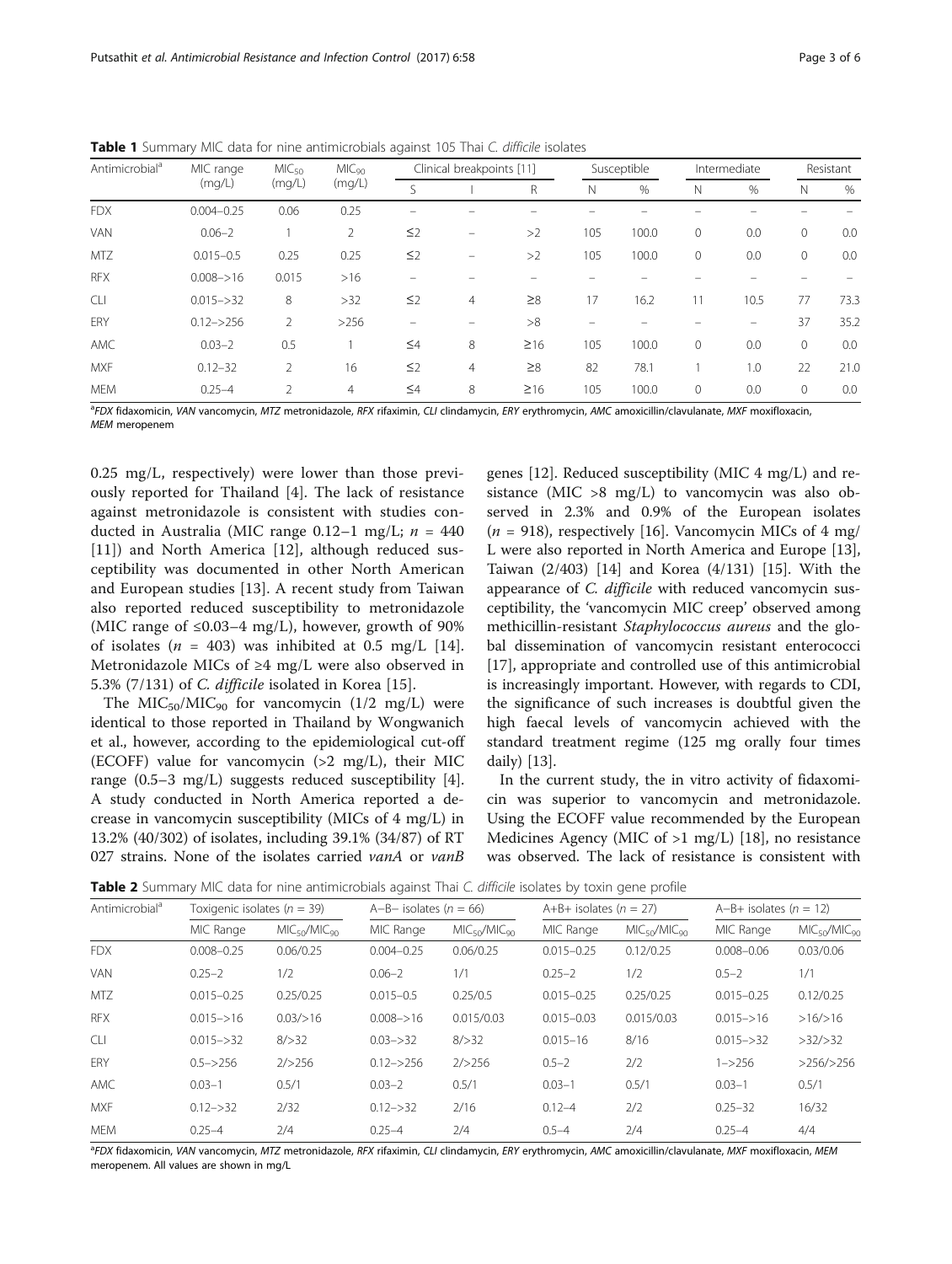**Table 1** Summary MIC data for nine antimicrobials against 105 Thai *C. difficile* isolates

| Antimicrobial[a] | MIC range (mg/L) | $MIC_{50}$ (mg/L) | $MIC_{90}$ (mg/L) | Clinical breakpoints [11] | | | Susceptible | | Intermediate | | Resistant | |
|---|---|---|---|---|---|---|---|---|---|---|---|---|
| | | | | S | I | R | N | % | N | % | N | % |
| FDX | 0.004–0.25 | 0.06 | 0.25 | – | – | – | – | – | – | – | – | – |
| VAN | 0.06–2 | 1 | 2 | ≤2 | – | >2 | 105 | 100.0 | 0 | 0.0 | 0 | 0.0 |
| MTZ | 0.015–0.5 | 0.25 | 0.25 | ≤2 | – | >2 | 105 | 100.0 | 0 | 0.0 | 0 | 0.0 |
| RFX | 0.008–>16 | 0.015 | >16 | – | – | – | – | – | – | – | – | – |
| CLI | 0.015–>32 | 8 | >32 | ≤2 | 4 | ≥8 | 17 | 16.2 | 11 | 10.5 | 77 | 73.3 |
| ERY | 0.12–>256 | 2 | >256 | – | – | >8 | – | – | – | – | 37 | 35.2 |
| AMC | 0.03–2 | 0.5 | 1 | ≤4 | 8 | ≥16 | 105 | 100.0 | 0 | 0.0 | 0 | 0.0 |
| MXF | 0.12–32 | 2 | 16 | ≤2 | 4 | ≥8 | 82 | 78.1 | 1 | 1.0 | 22 | 21.0 |
| MEM | 0.25–4 | 2 | 4 | ≤4 | 8 | ≥16 | 105 | 100.0 | 0 | 0.0 | 0 | 0.0 |

[a]*FDX* fidaxomicin, *VAN* vancomycin, *MTZ* metronidazole, *RFX* rifaximin, *CLI* clindamycin, *ERY* erythromycin, *AMC* amoxicillin/clavulanate, *MXF* moxifloxacin, *MEM* meropenem

0.25 mg/L, respectively) were lower than those previously reported for Thailand [4]. The lack of resistance against metronidazole is consistent with studies conducted in Australia (MIC range 0.12–1 mg/L; $n = 440$ [11]) and North America [12], although reduced susceptibility was documented in other North American and European studies [13]. A recent study from Taiwan also reported reduced susceptibility to metronidazole (MIC range of ≤0.03–4 mg/L), however, growth of 90% of isolates ($n = 403$) was inhibited at 0.5 mg/L [14]. Metronidazole MICs of ≥4 mg/L were also observed in 5.3% (7/131) of *C. difficile* isolated in Korea [15].

The $MIC_{50}/MIC_{90}$ for vancomycin (1/2 mg/L) were identical to those reported in Thailand by Wongwanich et al., however, according to the epidemiological cut-off (ECOFF) value for vancomycin (>2 mg/L), their MIC range (0.5–3 mg/L) suggests reduced susceptibility [4]. A study conducted in North America reported a decrease in vancomycin susceptibility (MICs of 4 mg/L) in 13.2% (40/302) of isolates, including 39.1% (34/87) of RT 027 strains. None of the isolates carried *vanA* or *vanB* genes [12]. Reduced susceptibility (MIC 4 mg/L) and resistance (MIC >8 mg/L) to vancomycin was also observed in 2.3% and 0.9% of the European isolates ($n = 918$), respectively [16]. Vancomycin MICs of 4 mg/L were also reported in North America and Europe [13], Taiwan (2/403) [14] and Korea (4/131) [15]. With the appearance of *C. difficile* with reduced vancomycin susceptibility, the 'vancomycin MIC creep' observed among methicillin-resistant *Staphylococcus aureus* and the global dissemination of vancomycin resistant enterococci [17], appropriate and controlled use of this antimicrobial is increasingly important. However, with regards to CDI, the significance of such increases is doubtful given the high faecal levels of vancomycin achieved with the standard treatment regime (125 mg orally four times daily) [13].

In the current study, the in vitro activity of fidaxomicin was superior to vancomycin and metronidazole. Using the ECOFF value recommended by the European Medicines Agency (MIC of >1 mg/L) [18], no resistance was observed. The lack of resistance is consistent with

**Table 2** Summary MIC data for nine antimicrobials against Thai *C. difficile* isolates by toxin gene profile

| Antimicrobial[a] | Toxigenic isolates ($n = 39$) | | A−B− isolates ($n = 66$) | | A+B+ isolates ($n = 27$) | | A−B+ isolates ($n = 12$) | |
|---|---|---|---|---|---|---|---|---|
| | MIC Range | $MIC_{50}/MIC_{90}$ | MIC Range | $MIC_{50}/MIC_{90}$ | MIC Range | $MIC_{50}/MIC_{90}$ | MIC Range | $MIC_{50}/MIC_{90}$ |
| FDX | 0.008–0.25 | 0.06/0.25 | 0.004–0.25 | 0.06/0.25 | 0.015–0.25 | 0.12/0.25 | 0.008–0.06 | 0.03/0.06 |
| VAN | 0.25–2 | 1/2 | 0.06–2 | 1/1 | 0.25–2 | 1/2 | 0.5–2 | 1/1 |
| MTZ | 0.015–0.25 | 0.25/0.25 | 0.015–0.5 | 0.25/0.5 | 0.015–0.25 | 0.25/0.25 | 0.015–0.25 | 0.12/0.25 |
| RFX | 0.015–>16 | 0.03/>16 | 0.008–>16 | 0.015/0.03 | 0.015–0.03 | 0.015/0.03 | 0.015–>16 | >16/>16 |
| CLI | 0.015–>32 | 8/>32 | 0.03–>32 | 8/>32 | 0.015–16 | 8/16 | 0.015–>32 | >32/>32 |
| ERY | 0.5–>256 | 2/>256 | 0.12–>256 | 2/>256 | 0.5–2 | 2/2 | 1–>256 | >256/>256 |
| AMC | 0.03–1 | 0.5/1 | 0.03–2 | 0.5/1 | 0.03–1 | 0.5/1 | 0.03–1 | 0.5/1 |
| MXF | 0.12–>32 | 2/32 | 0.12–>32 | 2/16 | 0.12–4 | 2/2 | 0.25–32 | 16/32 |
| MEM | 0.25–4 | 2/4 | 0.25–4 | 2/4 | 0.5–4 | 2/4 | 0.25–4 | 4/4 |

[a]*FDX* fidaxomicin, *VAN* vancomycin, *MTZ* metronidazole, *RFX* rifaximin, *CLI* clindamycin, *ERY* erythromycin, *AMC* amoxicillin/clavulanate, *MXF* moxifloxacin, *MEM* meropenem. All values are shown in mg/L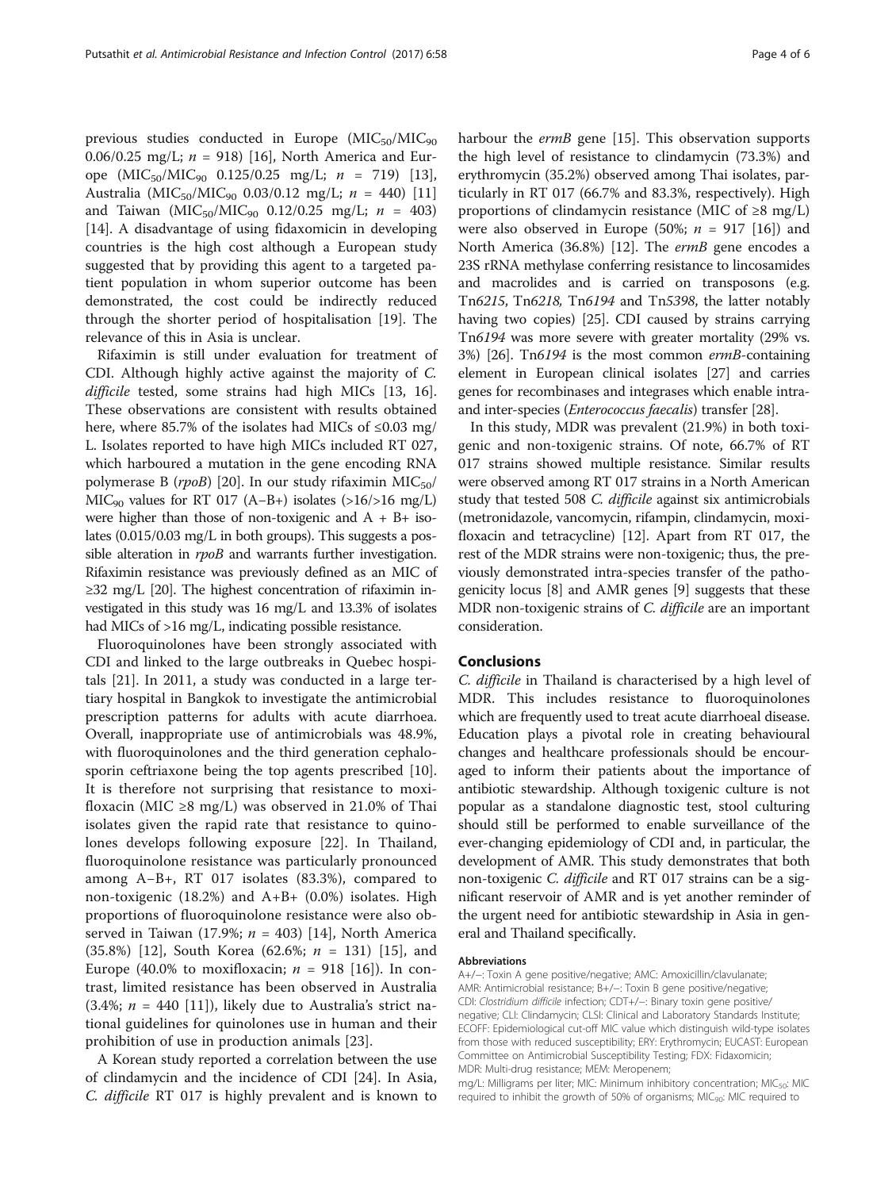previous studies conducted in Europe ($MIC_{50}$/$MIC_{90}$ 0.06/0.25 mg/L; $n$ = 918) [16], North America and Europe ($MIC_{50}$/$MIC_{90}$ 0.125/0.25 mg/L; $n$ = 719) [13], Australia ($MIC_{50}$/$MIC_{90}$ 0.03/0.12 mg/L; $n$ = 440) [11] and Taiwan ($MIC_{50}$/$MIC_{90}$ 0.12/0.25 mg/L; $n$ = 403) [14]. A disadvantage of using fidaxomicin in developing countries is the high cost although a European study suggested that by providing this agent to a targeted patient population in whom superior outcome has been demonstrated, the cost could be indirectly reduced through the shorter period of hospitalisation [19]. The relevance of this in Asia is unclear.

Rifaximin is still under evaluation for treatment of CDI. Although highly active against the majority of *C. difficile* tested, some strains had high MICs [13, 16]. These observations are consistent with results obtained here, where 85.7% of the isolates had MICs of ≤0.03 mg/L. Isolates reported to have high MICs included RT 027, which harboured a mutation in the gene encoding RNA polymerase B (*rpoB*) [20]. In our study rifaximin $MIC_{50}$/$MIC_{90}$ values for RT 017 (A−B+) isolates (>16/>16 mg/L) were higher than those of non-toxigenic and A + B+ isolates (0.015/0.03 mg/L in both groups). This suggests a possible alteration in *rpoB* and warrants further investigation. Rifaximin resistance was previously defined as an MIC of ≥32 mg/L [20]. The highest concentration of rifaximin investigated in this study was 16 mg/L and 13.3% of isolates had MICs of >16 mg/L, indicating possible resistance.

Fluoroquinolones have been strongly associated with CDI and linked to the large outbreaks in Quebec hospitals [21]. In 2011, a study was conducted in a large tertiary hospital in Bangkok to investigate the antimicrobial prescription patterns for adults with acute diarrhoea. Overall, inappropriate use of antimicrobials was 48.9%, with fluoroquinolones and the third generation cephalosporin ceftriaxone being the top agents prescribed [10]. It is therefore not surprising that resistance to moxifloxacin (MIC ≥8 mg/L) was observed in 21.0% of Thai isolates given the rapid rate that resistance to quinolones develops following exposure [22]. In Thailand, fluoroquinolone resistance was particularly pronounced among A−B+, RT 017 isolates (83.3%), compared to non-toxigenic (18.2%) and A+B+ (0.0%) isolates. High proportions of fluoroquinolone resistance were also observed in Taiwan (17.9%; $n$ = 403) [14], North America (35.8%) [12], South Korea (62.6%; $n$ = 131) [15], and Europe (40.0% to moxifloxacin; $n$ = 918 [16]). In contrast, limited resistance has been observed in Australia (3.4%; $n$ = 440 [11]), likely due to Australia's strict national guidelines for quinolones use in human and their prohibition of use in production animals [23].

A Korean study reported a correlation between the use of clindamycin and the incidence of CDI [24]. In Asia, *C. difficile* RT 017 is highly prevalent and is known to harbour the *ermB* gene [15]. This observation supports the high level of resistance to clindamycin (73.3%) and erythromycin (35.2%) observed among Thai isolates, particularly in RT 017 (66.7% and 83.3%, respectively). High proportions of clindamycin resistance (MIC of ≥8 mg/L) were also observed in Europe (50%; $n$ = 917 [16]) and North America (36.8%) [12]. The *ermB* gene encodes a 23S rRNA methylase conferring resistance to lincosamides and macrolides and is carried on transposons (e.g. Tn*6215*, Tn*6218*, Tn*6194* and Tn*5398*, the latter notably having two copies) [25]. CDI caused by strains carrying Tn*6194* was more severe with greater mortality (29% vs. 3%) [26]. Tn*6194* is the most common *ermB*-containing element in European clinical isolates [27] and carries genes for recombinases and integrases which enable intra- and inter-species (*Enterococcus faecalis*) transfer [28].

In this study, MDR was prevalent (21.9%) in both toxigenic and non-toxigenic strains. Of note, 66.7% of RT 017 strains showed multiple resistance. Similar results were observed among RT 017 strains in a North American study that tested 508 *C. difficile* against six antimicrobials (metronidazole, vancomycin, rifampin, clindamycin, moxifloxacin and tetracycline) [12]. Apart from RT 017, the rest of the MDR strains were non-toxigenic; thus, the previously demonstrated intra-species transfer of the pathogenicity locus [8] and AMR genes [9] suggests that these MDR non-toxigenic strains of *C. difficile* are an important consideration.

## Conclusions

*C. difficile* in Thailand is characterised by a high level of MDR. This includes resistance to fluoroquinolones which are frequently used to treat acute diarrhoeal disease. Education plays a pivotal role in creating behavioural changes and healthcare professionals should be encouraged to inform their patients about the importance of antibiotic stewardship. Although toxigenic culture is not popular as a standalone diagnostic test, stool culturing should still be performed to enable surveillance of the ever-changing epidemiology of CDI and, in particular, the development of AMR. This study demonstrates that both non-toxigenic *C. difficile* and RT 017 strains can be a significant reservoir of AMR and is yet another reminder of the urgent need for antibiotic stewardship in Asia in general and Thailand specifically.

### Abbreviations

A+/−: Toxin A gene positive/negative; AMC: Amoxicillin/clavulanate; AMR: Antimicrobial resistance; B+/−: Toxin B gene positive/negative; CDI: *Clostridium difficile* infection; CDT+/−: Binary toxin gene positive/negative; CLI: Clindamycin; CLSI: Clinical and Laboratory Standards Institute; ECOFF: Epidemiological cut-off MIC value which distinguish wild-type isolates from those with reduced susceptibility; ERY: Erythromycin; EUCAST: European Committee on Antimicrobial Susceptibility Testing; FDX: Fidaxomicin; MDR: Multi-drug resistance; MEM: Meropenem; mg/L: Milligrams per liter; MIC: Minimum inhibitory concentration; $MIC_{50}$: MIC required to inhibit the growth of 50% of organisms; $MIC_{90}$: MIC required to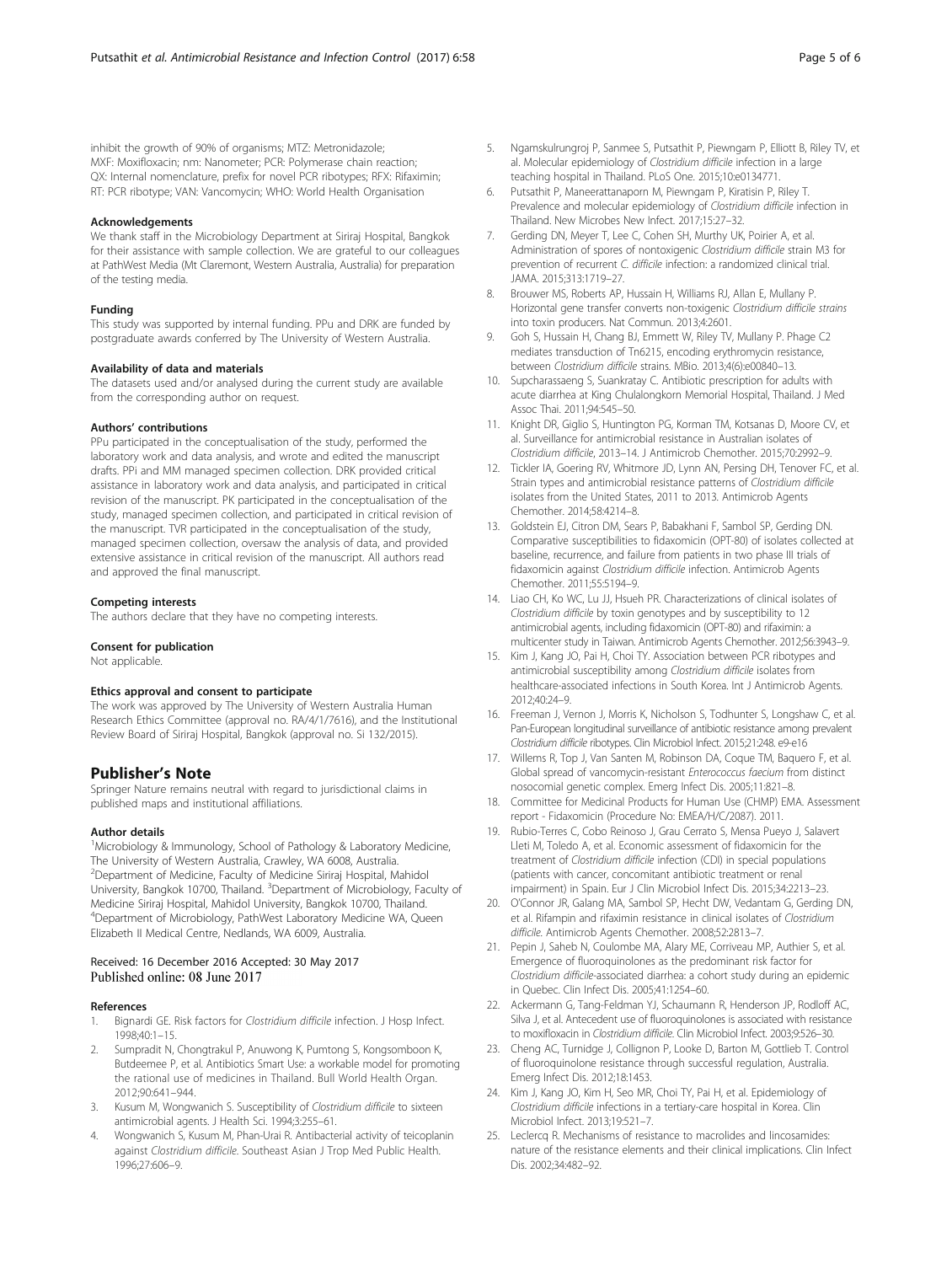inhibit the growth of 90% of organisms; MTZ: Metronidazole; MXF: Moxifloxacin; nm: Nanometer; PCR: Polymerase chain reaction; QX: Internal nomenclature, prefix for novel PCR ribotypes; RFX: Rifaximin; RT: PCR ribotype; VAN: Vancomycin; WHO: World Health Organisation

#### Acknowledgements

We thank staff in the Microbiology Department at Siriraj Hospital, Bangkok for their assistance with sample collection. We are grateful to our colleagues at PathWest Media (Mt Claremont, Western Australia, Australia) for preparation of the testing media.

#### Funding

This study was supported by internal funding. PPu and DRK are funded by postgraduate awards conferred by The University of Western Australia.

#### Availability of data and materials

The datasets used and/or analysed during the current study are available from the corresponding author on request.

#### Authors' contributions

PPu participated in the conceptualisation of the study, performed the laboratory work and data analysis, and wrote and edited the manuscript drafts. PPi and MM managed specimen collection. DRK provided critical assistance in laboratory work and data analysis, and participated in critical revision of the manuscript. PK participated in the conceptualisation of the study, managed specimen collection, and participated in critical revision of the manuscript. TVR participated in the conceptualisation of the study, managed specimen collection, oversaw the analysis of data, and provided extensive assistance in critical revision of the manuscript. All authors read and approved the final manuscript.

#### Competing interests

The authors declare that they have no competing interests.

#### Consent for publication

Not applicable.

#### Ethics approval and consent to participate

The work was approved by The University of Western Australia Human Research Ethics Committee (approval no. RA/4/1/7616), and the Institutional Review Board of Siriraj Hospital, Bangkok (approval no. Si 132/2015).

## Publisher's Note

Springer Nature remains neutral with regard to jurisdictional claims in published maps and institutional affiliations.

#### Author details

[1]Microbiology & Immunology, School of Pathology & Laboratory Medicine, The University of Western Australia, Crawley, WA 6008, Australia. [2]Department of Medicine, Faculty of Medicine Siriraj Hospital, Mahidol University, Bangkok 10700, Thailand. [3]Department of Microbiology, Faculty of Medicine Siriraj Hospital, Mahidol University, Bangkok 10700, Thailand. [4]Department of Microbiology, PathWest Laboratory Medicine WA, Queen Elizabeth II Medical Centre, Nedlands, WA 6009, Australia.

Received: 16 December 2016 Accepted: 30 May 2017
Published online: 08 June 2017

#### References

1. Bignardi GE. Risk factors for *Clostridium difficile* infection. J Hosp Infect. 1998;40:1–15.
2. Sumpradit N, Chongtrakul P, Anuwong K, Pumtong S, Kongsomboon K, Butdeemee P, et al. Antibiotics Smart Use: a workable model for promoting the rational use of medicines in Thailand. Bull World Health Organ. 2012;90:641–944.
3. Kusum M, Wongwanich S. Susceptibility of *Clostridium difficile* to sixteen antimicrobial agents. J Health Sci. 1994;3:255–61.
4. Wongwanich S, Kusum M, Phan-Urai R. Antibacterial activity of teicoplanin against *Clostridium difficile*. Southeast Asian J Trop Med Public Health. 1996;27:606–9.
5. Ngamskulrungroj P, Sanmee S, Putsathit P, Piewngam P, Elliott B, Riley TV, et al. Molecular epidemiology of *Clostridium difficile* infection in a large teaching hospital in Thailand. PLoS One. 2015;10:e0134771.
6. Putsathit P, Maneerattanaporn M, Piewngam P, Kiratisin P, Riley T. Prevalence and molecular epidemiology of *Clostridium difficile* infection in Thailand. New Microbes New Infect. 2017;15:27–32.
7. Gerding DN, Meyer T, Lee C, Cohen SH, Murthy UK, Poirier A, et al. Administration of spores of nontoxigenic *Clostridium difficile* strain M3 for prevention of recurrent *C. difficile* infection: a randomized clinical trial. JAMA. 2015;313:1719–27.
8. Brouwer MS, Roberts AP, Hussain H, Williams RJ, Allan E, Mullany P. Horizontal gene transfer converts non-toxigenic *Clostridium difficile strains* into toxin producers. Nat Commun. 2013;4:2601.
9. Goh S, Hussain H, Chang BJ, Emmett W, Riley TV, Mullany P. Phage C2 mediates transduction of Tn6215, encoding erythromycin resistance, between *Clostridium difficile* strains. MBio. 2013;4(6):e00840–13.
10. Supcharassaeng S, Suankratay C. Antibiotic prescription for adults with acute diarrhea at King Chulalongkorn Memorial Hospital, Thailand. J Med Assoc Thai. 2011;94:545–50.
11. Knight DR, Giglio S, Huntington PG, Korman TM, Kotsanas D, Moore CV, et al. Surveillance for antimicrobial resistance in Australian isolates of *Clostridium difficile*, 2013–14. J Antimicrob Chemother. 2015;70:2992–9.
12. Tickler IA, Goering RV, Whitmore JD, Lynn AN, Persing DH, Tenover FC, et al. Strain types and antimicrobial resistance patterns of *Clostridium difficile* isolates from the United States, 2011 to 2013. Antimicrob Agents Chemother. 2014;58:4214–8.
13. Goldstein EJ, Citron DM, Sears P, Babakhani F, Sambol SP, Gerding DN. Comparative susceptibilities to fidaxomicin (OPT-80) of isolates collected at baseline, recurrence, and failure from patients in two phase III trials of fidaxomicin against *Clostridium difficile* infection. Antimicrob Agents Chemother. 2011;55:5194–9.
14. Liao CH, Ko WC, Lu JJ, Hsueh PR. Characterizations of clinical isolates of *Clostridium difficile* by toxin genotypes and by susceptibility to 12 antimicrobial agents, including fidaxomicin (OPT-80) and rifaximin: a multicenter study in Taiwan. Antimicrob Agents Chemother. 2012;56:3943–9.
15. Kim J, Kang JO, Pai H, Choi TY. Association between PCR ribotypes and antimicrobial susceptibility among *Clostridium difficile* isolates from healthcare-associated infections in South Korea. Int J Antimicrob Agents. 2012;40:24–9.
16. Freeman J, Vernon J, Morris K, Nicholson S, Todhunter S, Longshaw C, et al. Pan-European longitudinal surveillance of antibiotic resistance among prevalent *Clostridium difficile* ribotypes. Clin Microbiol Infect. 2015;21:248. e9-e16
17. Willems R, Top J, Van Santen M, Robinson DA, Coque TM, Baquero F, et al. Global spread of vancomycin-resistant *Enterococcus faecium* from distinct nosocomial genetic complex. Emerg Infect Dis. 2005;11:821–8.
18. Committee for Medicinal Products for Human Use (CHMP) EMA. Assessment report - Fidaxomicin (Procedure No: EMEA/H/C/2087). 2011.
19. Rubio-Terres C, Cobo Reinoso J, Grau Cerrato S, Mensa Pueyo J, Salavert Lleti M, Toledo A, et al. Economic assessment of fidaxomicin for the treatment of *Clostridium difficile* infection (CDI) in special populations (patients with cancer, concomitant antibiotic treatment or renal impairment) in Spain. Eur J Clin Microbiol Infect Dis. 2015;34:2213–23.
20. O'Connor JR, Galang MA, Sambol SP, Hecht DW, Vedantam G, Gerding DN, et al. Rifampin and rifaximin resistance in clinical isolates of *Clostridium difficile*. Antimicrob Agents Chemother. 2008;52:2813–7.
21. Pepin J, Saheb N, Coulombe MA, Alary ME, Corriveau MP, Authier S, et al. Emergence of fluoroquinolones as the predominant risk factor for *Clostridium difficile*-associated diarrhea: a cohort study during an epidemic in Quebec. Clin Infect Dis. 2005;41:1254–60.
22. Ackermann G, Tang-Feldman YJ, Schaumann R, Henderson JP, Rodloff AC, Silva J, et al. Antecedent use of fluoroquinolones is associated with resistance to moxifloxacin in *Clostridium difficile*. Clin Microbiol Infect. 2003;9:526–30.
23. Cheng AC, Turnidge J, Collignon P, Looke D, Barton M, Gottlieb T. Control of fluoroquinolone resistance through successful regulation, Australia. Emerg Infect Dis. 2012;18:1453.
24. Kim J, Kang JO, Kim H, Seo MR, Choi TY, Pai H, et al. Epidemiology of *Clostridium difficile* infections in a tertiary-care hospital in Korea. Clin Microbiol Infect. 2013;19:521–7.
25. Leclercq R. Mechanisms of resistance to macrolides and lincosamides: nature of the resistance elements and their clinical implications. Clin Infect Dis. 2002;34:482–92.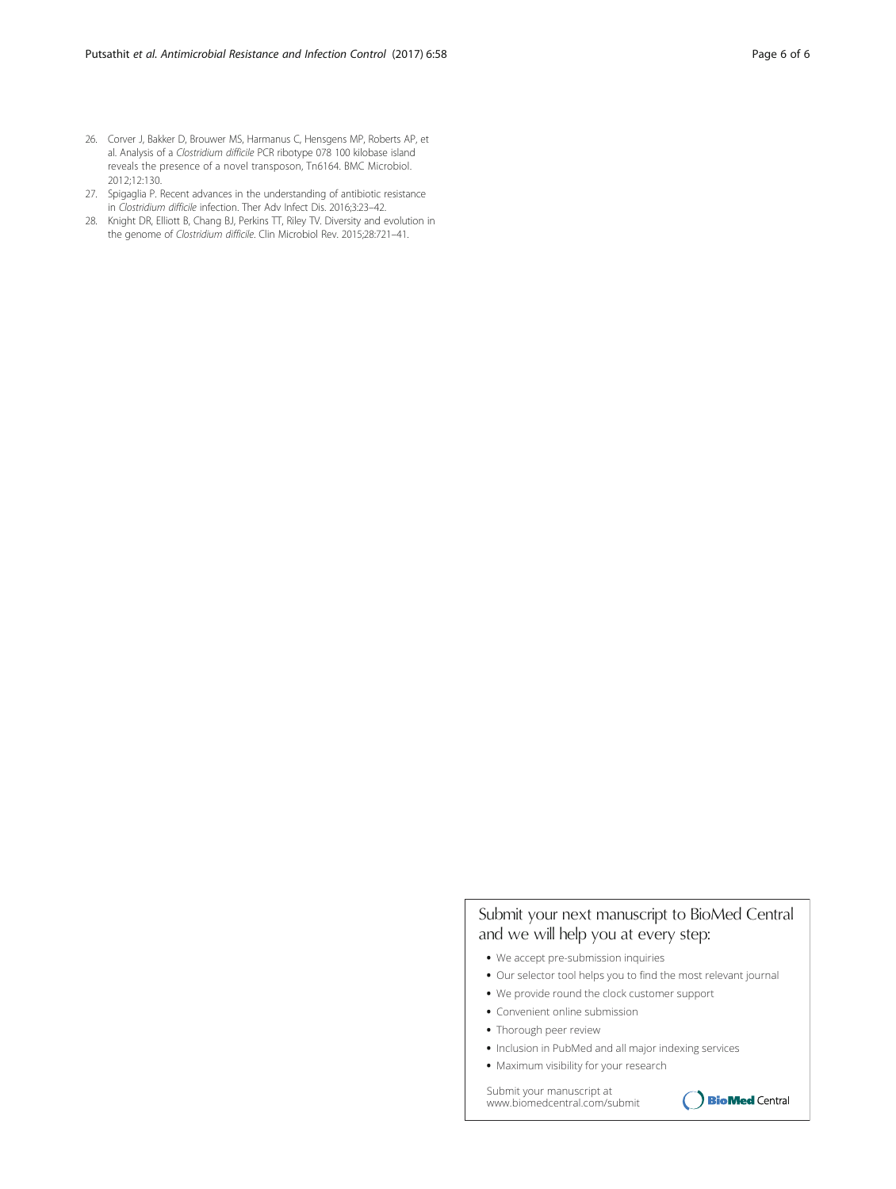26. Corver J, Bakker D, Brouwer MS, Harmanus C, Hensgens MP, Roberts AP, et al. Analysis of a *Clostridium difficile* PCR ribotype 078 100 kilobase island reveals the presence of a novel transposon, Tn6164. BMC Microbiol. 2012;12:130.
27. Spigaglia P. Recent advances in the understanding of antibiotic resistance in *Clostridium difficile* infection. Ther Adv Infect Dis. 2016;3:23–42.
28. Knight DR, Elliott B, Chang BJ, Perkins TT, Riley TV. Diversity and evolution in the genome of *Clostridium difficile*. Clin Microbiol Rev. 2015;28:721–41.

Submit your next manuscript to BioMed Central and we will help you at every step:

- We accept pre-submission inquiries
- Our selector tool helps you to find the most relevant journal
- We provide round the clock customer support
- Convenient online submission
- Thorough peer review
- Inclusion in PubMed and all major indexing services
- Maximum visibility for your research

Submit your manuscript at
www.biomedcentral.com/submit

BioMed Central